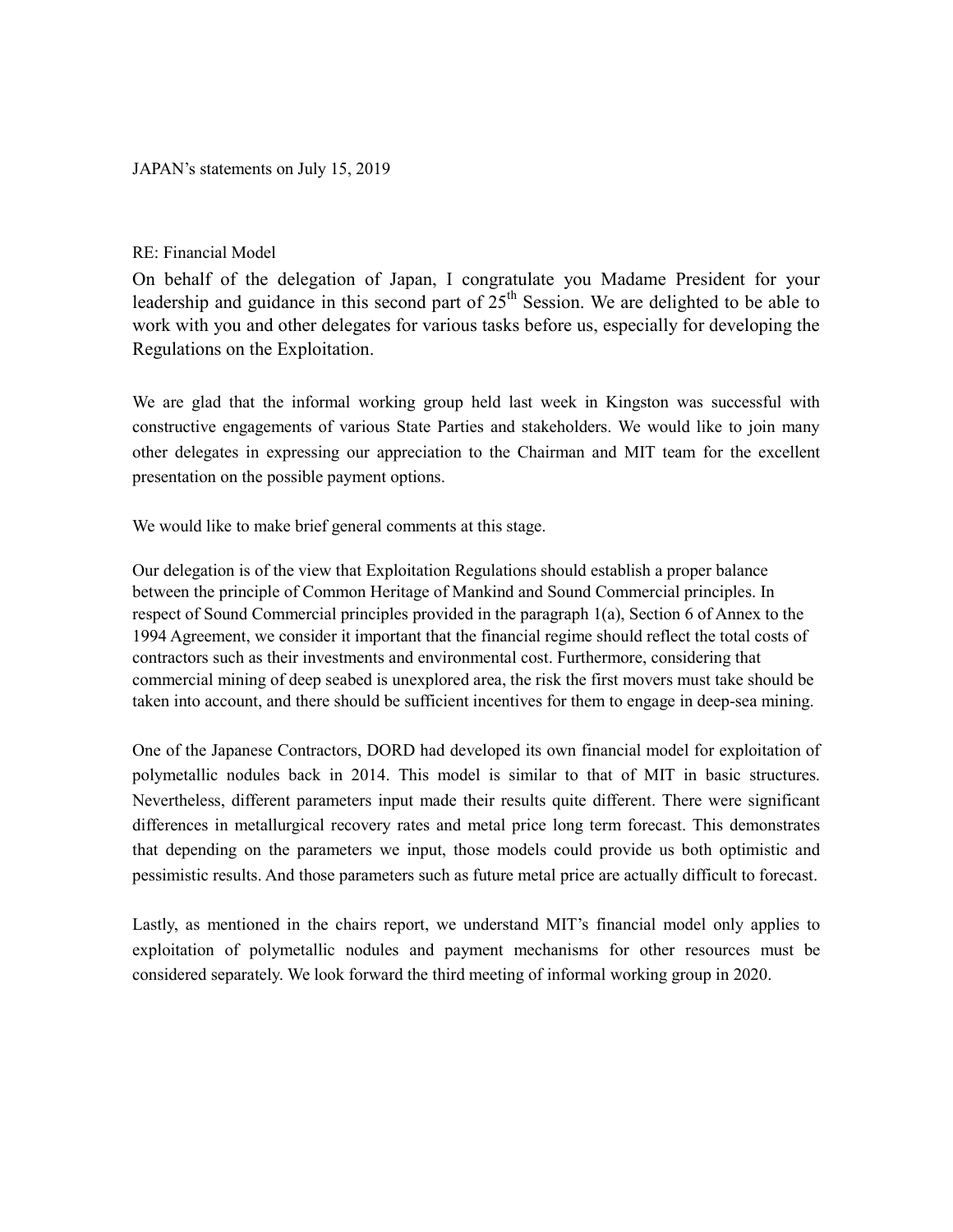JAPAN's statements on July 15, 2019

RE: Financial Model

On behalf of the delegation of Japan, I congratulate you Madame President for your leadership and guidance in this second part of 25[th] Session. We are delighted to be able to work with you and other delegates for various tasks before us, especially for developing the Regulations on the Exploitation.

We are glad that the informal working group held last week in Kingston was successful with constructive engagements of various State Parties and stakeholders. We would like to join many other delegates in expressing our appreciation to the Chairman and MIT team for the excellent presentation on the possible payment options.

We would like to make brief general comments at this stage.

Our delegation is of the view that Exploitation Regulations should establish a proper balance between the principle of Common Heritage of Mankind and Sound Commercial principles. In respect of Sound Commercial principles provided in the paragraph 1(a), Section 6 of Annex to the 1994 Agreement, we consider it important that the financial regime should reflect the total costs of contractors such as their investments and environmental cost. Furthermore, considering that commercial mining of deep seabed is unexplored area, the risk the first movers must take should be taken into account, and there should be sufficient incentives for them to engage in deep-sea mining.

One of the Japanese Contractors, DORD had developed its own financial model for exploitation of polymetallic nodules back in 2014. This model is similar to that of MIT in basic structures. Nevertheless, different parameters input made their results quite different. There were significant differences in metallurgical recovery rates and metal price long term forecast. This demonstrates that depending on the parameters we input, those models could provide us both optimistic and pessimistic results. And those parameters such as future metal price are actually difficult to forecast.

Lastly, as mentioned in the chairs report, we understand MIT's financial model only applies to exploitation of polymetallic nodules and payment mechanisms for other resources must be considered separately. We look forward the third meeting of informal working group in 2020.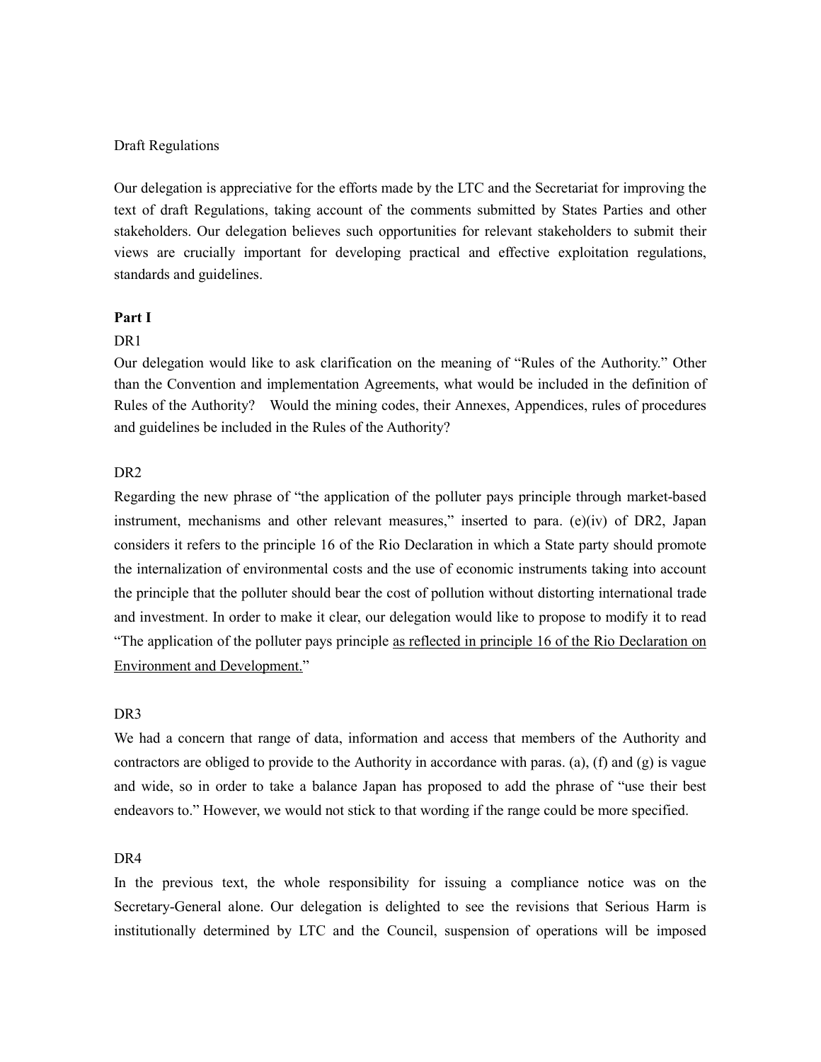Draft Regulations

Our delegation is appreciative for the efforts made by the LTC and the Secretariat for improving the text of draft Regulations, taking account of the comments submitted by States Parties and other stakeholders. Our delegation believes such opportunities for relevant stakeholders to submit their views are crucially important for developing practical and effective exploitation regulations, standards and guidelines.

**Part I**

DR1

Our delegation would like to ask clarification on the meaning of "Rules of the Authority." Other than the Convention and implementation Agreements, what would be included in the definition of Rules of the Authority? Would the mining codes, their Annexes, Appendices, rules of procedures and guidelines be included in the Rules of the Authority?

DR2

Regarding the new phrase of "the application of the polluter pays principle through market-based instrument, mechanisms and other relevant measures," inserted to para. (e)(iv) of DR2, Japan considers it refers to the principle 16 of the Rio Declaration in which a State party should promote the internalization of environmental costs and the use of economic instruments taking into account the principle that the polluter should bear the cost of pollution without distorting international trade and investment. In order to make it clear, our delegation would like to propose to modify it to read "The application of the polluter pays principle <u>as reflected in principle 16 of the Rio Declaration on Environment and Development.</u>"

DR3

We had a concern that range of data, information and access that members of the Authority and contractors are obliged to provide to the Authority in accordance with paras. (a), (f) and (g) is vague and wide, so in order to take a balance Japan has proposed to add the phrase of "use their best endeavors to." However, we would not stick to that wording if the range could be more specified.

DR4

In the previous text, the whole responsibility for issuing a compliance notice was on the Secretary-General alone. Our delegation is delighted to see the revisions that Serious Harm is institutionally determined by LTC and the Council, suspension of operations will be imposed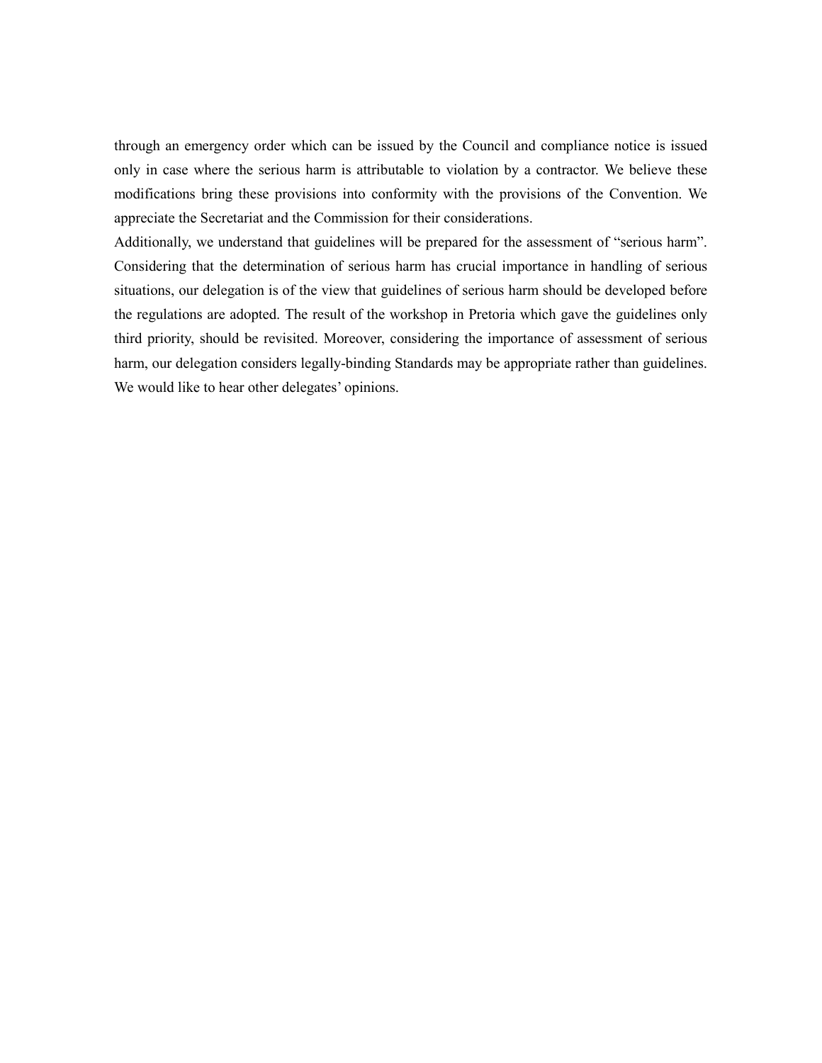through an emergency order which can be issued by the Council and compliance notice is issued only in case where the serious harm is attributable to violation by a contractor. We believe these modifications bring these provisions into conformity with the provisions of the Convention. We appreciate the Secretariat and the Commission for their considerations.

Additionally, we understand that guidelines will be prepared for the assessment of “serious harm”. Considering that the determination of serious harm has crucial importance in handling of serious situations, our delegation is of the view that guidelines of serious harm should be developed before the regulations are adopted. The result of the workshop in Pretoria which gave the guidelines only third priority, should be revisited. Moreover, considering the importance of assessment of serious harm, our delegation considers legally-binding Standards may be appropriate rather than guidelines. We would like to hear other delegates’ opinions.